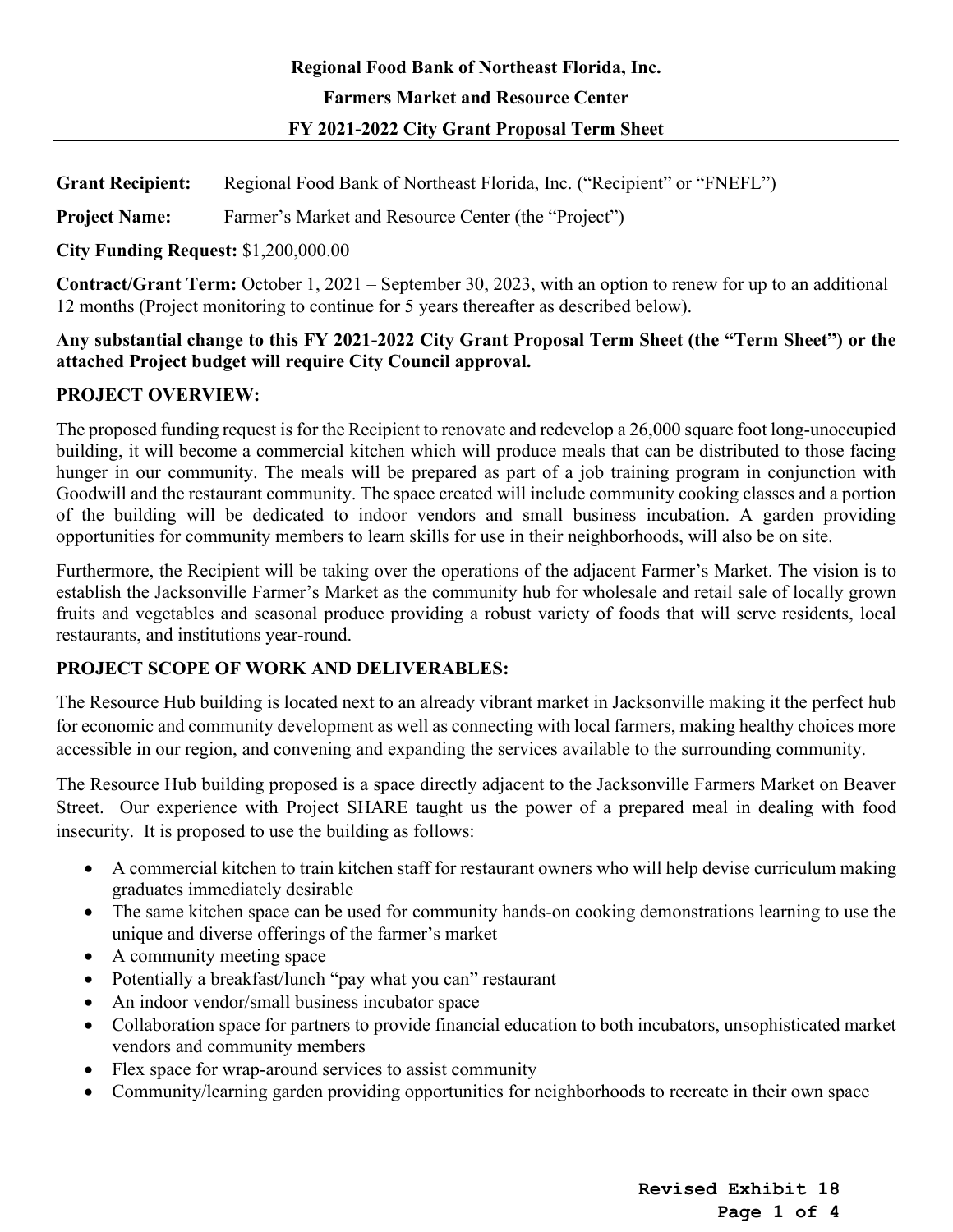**Regional Food Bank of Northeast Florida, Inc.**

**Farmers Market and Resource Center**

**FY 2021-2022 City Grant Proposal Term Sheet**

---

**Grant Recipient:** Regional Food Bank of Northeast Florida, Inc. ("Recipient" or "FNEFL")

**Project Name:** Farmer's Market and Resource Center (the "Project")

**City Funding Request:** $1,200,000.00

**Contract/Grant Term:** October 1, 2021 – September 30, 2023, with an option to renew for up to an additional 12 months (Project monitoring to continue for 5 years thereafter as described below).

**Any substantial change to this FY 2021-2022 City Grant Proposal Term Sheet (the "Term Sheet") or the attached Project budget will require City Council approval.**

**PROJECT OVERVIEW:**

The proposed funding request is for the Recipient to renovate and redevelop a 26,000 square foot long-unoccupied building, it will become a commercial kitchen which will produce meals that can be distributed to those facing hunger in our community. The meals will be prepared as part of a job training program in conjunction with Goodwill and the restaurant community. The space created will include community cooking classes and a portion of the building will be dedicated to indoor vendors and small business incubation. A garden providing opportunities for community members to learn skills for use in their neighborhoods, will also be on site.

Furthermore, the Recipient will be taking over the operations of the adjacent Farmer's Market. The vision is to establish the Jacksonville Farmer's Market as the community hub for wholesale and retail sale of locally grown fruits and vegetables and seasonal produce providing a robust variety of foods that will serve residents, local restaurants, and institutions year-round.

**PROJECT SCOPE OF WORK AND DELIVERABLES:**

The Resource Hub building is located next to an already vibrant market in Jacksonville making it the perfect hub for economic and community development as well as connecting with local farmers, making healthy choices more accessible in our region, and convening and expanding the services available to the surrounding community.

The Resource Hub building proposed is a space directly adjacent to the Jacksonville Farmers Market on Beaver Street. Our experience with Project SHARE taught us the power of a prepared meal in dealing with food insecurity. It is proposed to use the building as follows:

- A commercial kitchen to train kitchen staff for restaurant owners who will help devise curriculum making graduates immediately desirable
- The same kitchen space can be used for community hands-on cooking demonstrations learning to use the unique and diverse offerings of the farmer's market
- A community meeting space
- Potentially a breakfast/lunch "pay what you can" restaurant
- An indoor vendor/small business incubator space
- Collaboration space for partners to provide financial education to both incubators, unsophisticated market vendors and community members
- Flex space for wrap-around services to assist community
- Community/learning garden providing opportunities for neighborhoods to recreate in their own space

**Revised Exhibit 18**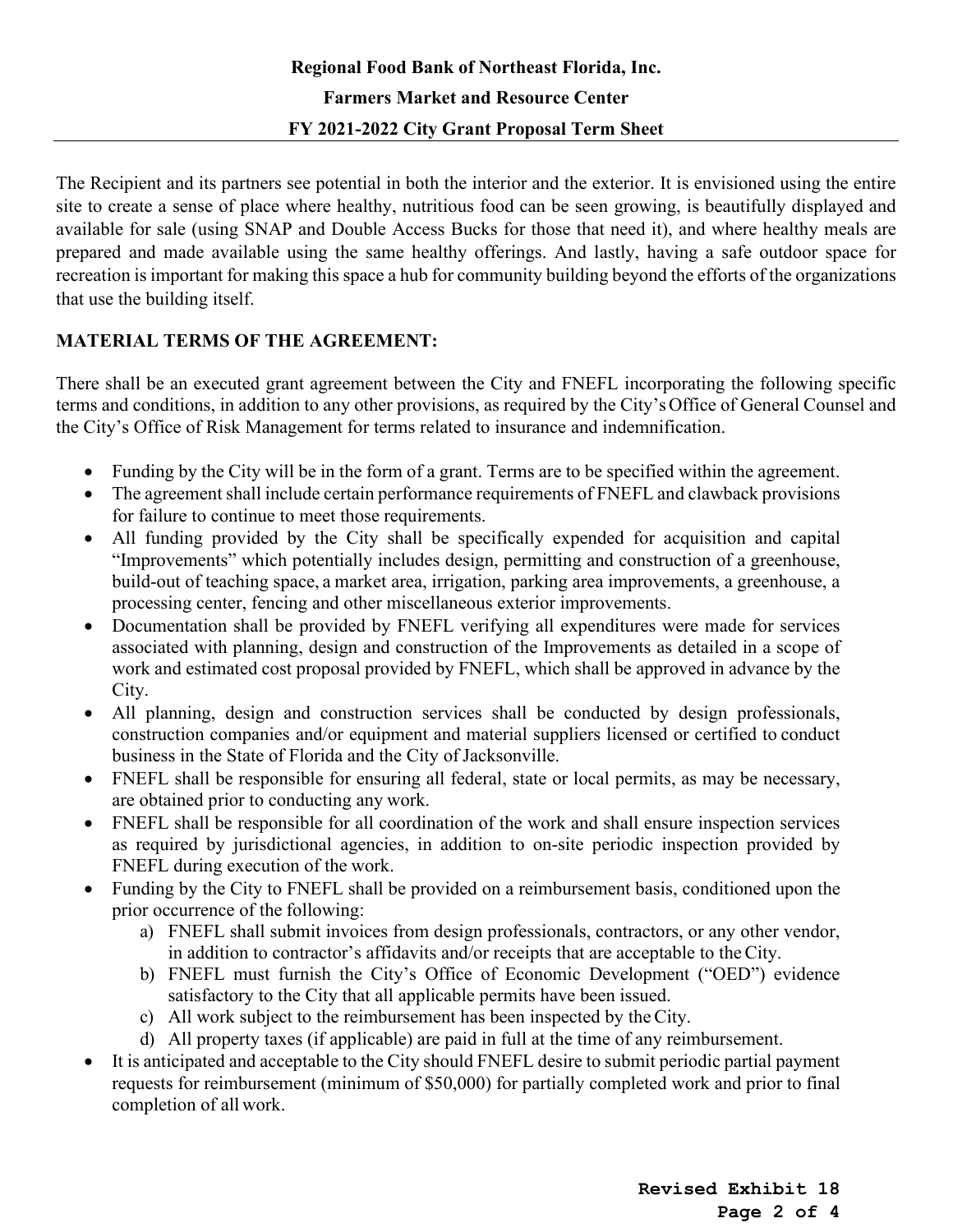The Recipient and its partners see potential in both the interior and the exterior. It is envisioned using the entire site to create a sense of place where healthy, nutritious food can be seen growing, is beautifully displayed and available for sale (using SNAP and Double Access Bucks for those that need it), and where healthy meals are prepared and made available using the same healthy offerings. And lastly, having a safe outdoor space for recreation is important for making this space a hub for community building beyond the efforts of the organizations that use the building itself.

**MATERIAL TERMS OF THE AGREEMENT:**

There shall be an executed grant agreement between the City and FNEFL incorporating the following specific terms and conditions, in addition to any other provisions, as required by the City's Office of General Counsel and the City's Office of Risk Management for terms related to insurance and indemnification.

- Funding by the City will be in the form of a grant. Terms are to be specified within the agreement.
- The agreement shall include certain performance requirements of FNEFL and clawback provisions for failure to continue to meet those requirements.
- All funding provided by the City shall be specifically expended for acquisition and capital "Improvements" which potentially includes design, permitting and construction of a greenhouse, build-out of teaching space, a market area, irrigation, parking area improvements, a greenhouse, a processing center, fencing and other miscellaneous exterior improvements.
- Documentation shall be provided by FNEFL verifying all expenditures were made for services associated with planning, design and construction of the Improvements as detailed in a scope of work and estimated cost proposal provided by FNEFL, which shall be approved in advance by the City.
- All planning, design and construction services shall be conducted by design professionals, construction companies and/or equipment and material suppliers licensed or certified to conduct business in the State of Florida and the City of Jacksonville.
- FNEFL shall be responsible for ensuring all federal, state or local permits, as may be necessary, are obtained prior to conducting any work.
- FNEFL shall be responsible for all coordination of the work and shall ensure inspection services as required by jurisdictional agencies, in addition to on-site periodic inspection provided by FNEFL during execution of the work.
- Funding by the City to FNEFL shall be provided on a reimbursement basis, conditioned upon the prior occurrence of the following:
    a) FNEFL shall submit invoices from design professionals, contractors, or any other vendor, in addition to contractor's affidavits and/or receipts that are acceptable to the City.
    b) FNEFL must furnish the City's Office of Economic Development ("OED") evidence satisfactory to the City that all applicable permits have been issued.
    c) All work subject to the reimbursement has been inspected by the City.
    d) All property taxes (if applicable) are paid in full at the time of any reimbursement.
- It is anticipated and acceptable to the City should FNEFL desire to submit periodic partial payment requests for reimbursement (minimum of $50,000) for partially completed work and prior to final completion of all work.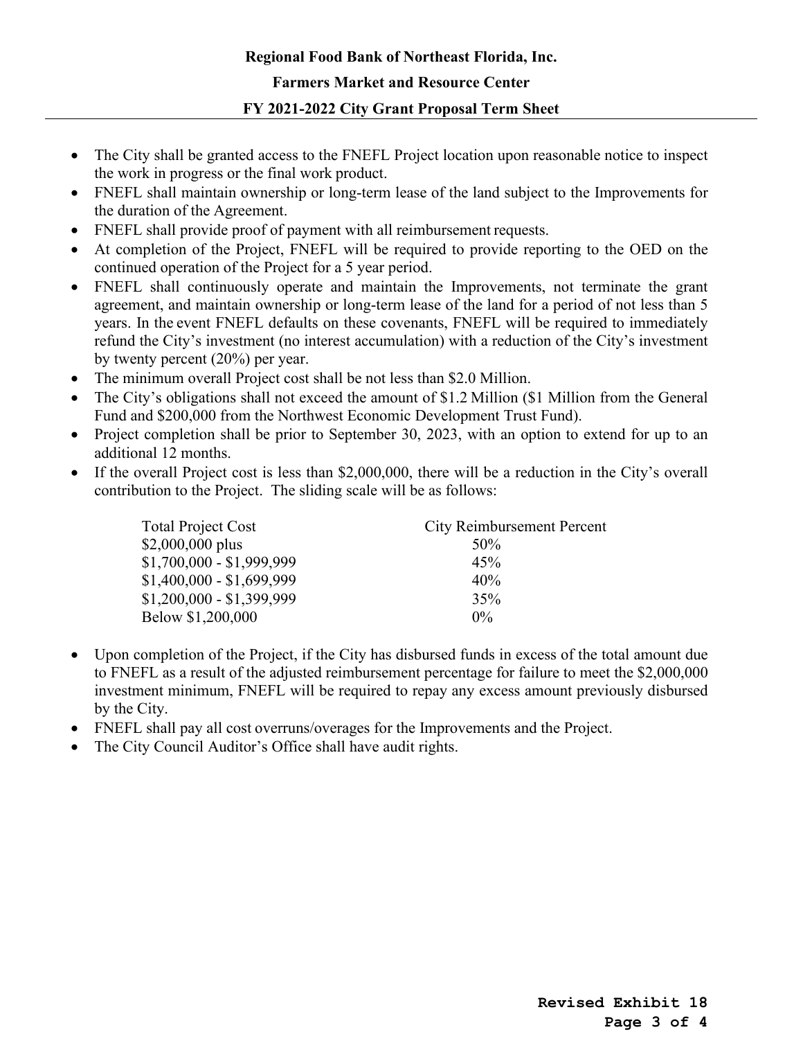- The City shall be granted access to the FNEFL Project location upon reasonable notice to inspect the work in progress or the final work product.
- FNEFL shall maintain ownership or long-term lease of the land subject to the Improvements for the duration of the Agreement.
- FNEFL shall provide proof of payment with all reimbursement requests.
- At completion of the Project, FNEFL will be required to provide reporting to the OED on the continued operation of the Project for a 5 year period.
- FNEFL shall continuously operate and maintain the Improvements, not terminate the grant agreement, and maintain ownership or long-term lease of the land for a period of not less than 5 years. In the event FNEFL defaults on these covenants, FNEFL will be required to immediately refund the City's investment (no interest accumulation) with a reduction of the City's investment by twenty percent (20%) per year.
- The minimum overall Project cost shall be not less than $2.0 Million.
- The City's obligations shall not exceed the amount of $1.2 Million ($1 Million from the General Fund and $200,000 from the Northwest Economic Development Trust Fund).
- Project completion shall be prior to September 30, 2023, with an option to extend for up to an additional 12 months.
- If the overall Project cost is less than $2,000,000, there will be a reduction in the City's overall contribution to the Project. The sliding scale will be as follows:

| Total Project Cost | City Reimbursement Percent |
|---|---|
| $2,000,000 plus | 50% |
| $1,700,000 - $1,999,999 | 45% |
| $1,400,000 - $1,699,999 | 40% |
| $1,200,000 - $1,399,999 | 35% |
| Below $1,200,000 | 0% |

- Upon completion of the Project, if the City has disbursed funds in excess of the total amount due to FNEFL as a result of the adjusted reimbursement percentage for failure to meet the $2,000,000 investment minimum, FNEFL will be required to repay any excess amount previously disbursed by the City.
- FNEFL shall pay all cost overruns/overages for the Improvements and the Project.
- The City Council Auditor's Office shall have audit rights.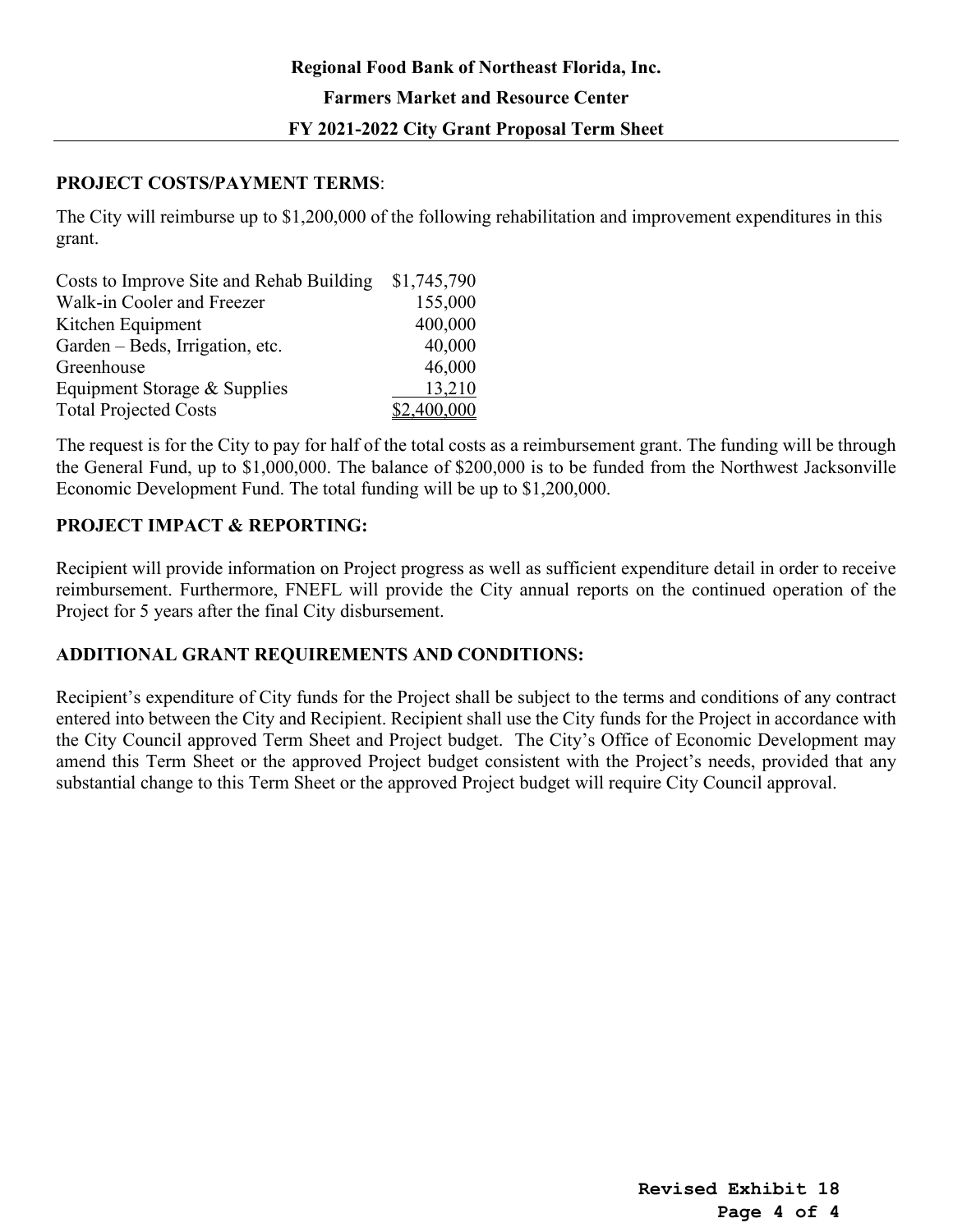**Regional Food Bank of Northeast Florida, Inc.**

**Farmers Market and Resource Center**

**FY 2021-2022 City Grant Proposal Term Sheet**

**PROJECT COSTS/PAYMENT TERMS**:

The City will reimburse up to $1,200,000 of the following rehabilitation and improvement expenditures in this grant.

| | |
|---|---|
| Costs to Improve Site and Rehab Building | $1,745,790 |
| Walk-in Cooler and Freezer | 155,000 |
| Kitchen Equipment | 400,000 |
| Garden – Beds, Irrigation, etc. | 40,000 |
| Greenhouse | 46,000 |
| Equipment Storage & Supplies | 13,210 |
| Total Projected Costs | $2,400,000 |

The request is for the City to pay for half of the total costs as a reimbursement grant. The funding will be through the General Fund, up to $1,000,000. The balance of $200,000 is to be funded from the Northwest Jacksonville Economic Development Fund. The total funding will be up to $1,200,000.

**PROJECT IMPACT & REPORTING:**

Recipient will provide information on Project progress as well as sufficient expenditure detail in order to receive reimbursement. Furthermore, FNEFL will provide the City annual reports on the continued operation of the Project for 5 years after the final City disbursement.

**ADDITIONAL GRANT REQUIREMENTS AND CONDITIONS:**

Recipient's expenditure of City funds for the Project shall be subject to the terms and conditions of any contract entered into between the City and Recipient. Recipient shall use the City funds for the Project in accordance with the City Council approved Term Sheet and Project budget. The City's Office of Economic Development may amend this Term Sheet or the approved Project budget consistent with the Project's needs, provided that any substantial change to this Term Sheet or the approved Project budget will require City Council approval.

**Revised Exhibit 18**